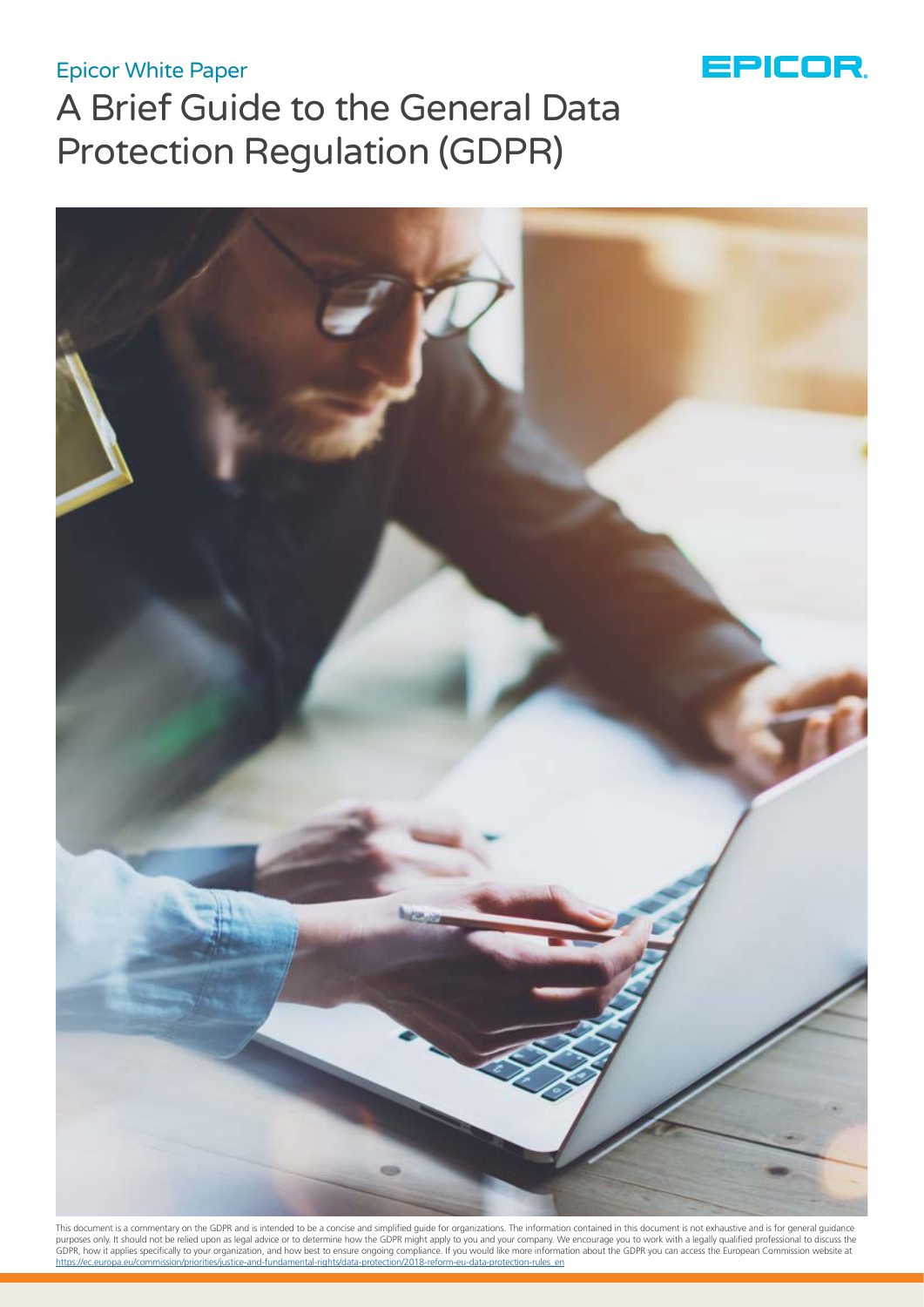Epicor White Paper

# A Brief Guide to the General Data Protection Regulation (GDPR)

This document is a commentary on the GDPR and is intended to be a concise and simplified guide for organizations. The information contained in this document is not exhaustive and is for general guidance purposes only. It should not be relied upon as legal advice or to determine how the GDPR might apply to you and your company. We encourage you to work with a legally qualified professional to discuss the GDPR, how it applies specifically to your organization, and how best to ensure ongoing compliance. If you would like more information about the GDPR you can access the European Commission website at https://ec.europa.eu/commission/priorities/justice-and-fundamental-rights/data-protection/2018-reform-eu-data-protection-rules_en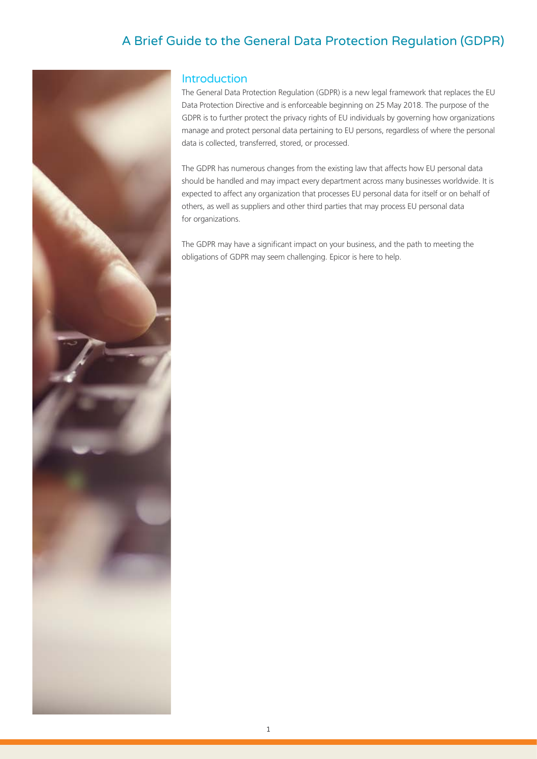# A Brief Guide to the General Data Protection Regulation (GDPR)

## Introduction

The General Data Protection Regulation (GDPR) is a new legal framework that replaces the EU Data Protection Directive and is enforceable beginning on 25 May 2018. The purpose of the GDPR is to further protect the privacy rights of EU individuals by governing how organizations manage and protect personal data pertaining to EU persons, regardless of where the personal data is collected, transferred, stored, or processed.

The GDPR has numerous changes from the existing law that affects how EU personal data should be handled and may impact every department across many businesses worldwide. It is expected to affect any organization that processes EU personal data for itself or on behalf of others, as well as suppliers and other third parties that may process EU personal data for organizations.

The GDPR may have a significant impact on your business, and the path to meeting the obligations of GDPR may seem challenging. Epicor is here to help.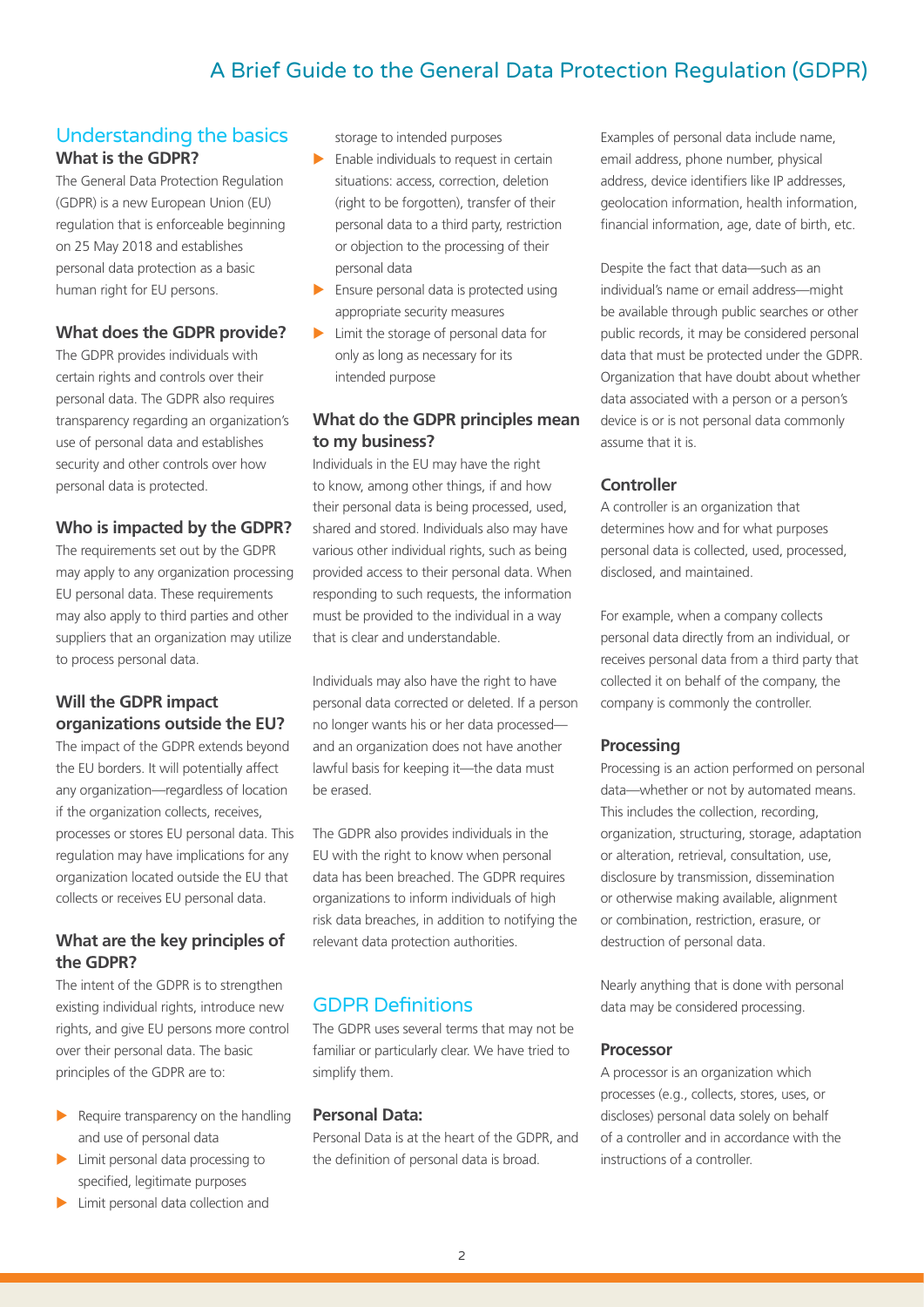## Understanding the basics

### What is the GDPR?

The General Data Protection Regulation (GDPR) is a new European Union (EU) regulation that is enforceable beginning on 25 May 2018 and establishes personal data protection as a basic human right for EU persons.

### What does the GDPR provide?

The GDPR provides individuals with certain rights and controls over their personal data. The GDPR also requires transparency regarding an organization's use of personal data and establishes security and other controls over how personal data is protected.

### Who is impacted by the GDPR?

The requirements set out by the GDPR may apply to any organization processing EU personal data. These requirements may also apply to third parties and other suppliers that an organization may utilize to process personal data.

### Will the GDPR impact organizations outside the EU?

The impact of the GDPR extends beyond the EU borders. It will potentially affect any organization—regardless of location if the organization collects, receives, processes or stores EU personal data. This regulation may have implications for any organization located outside the EU that collects or receives EU personal data.

### What are the key principles of the GDPR?

The intent of the GDPR is to strengthen existing individual rights, introduce new rights, and give EU persons more control over their personal data. The basic principles of the GDPR are to:

- Require transparency on the handling and use of personal data
- Limit personal data processing to specified, legitimate purposes
- Limit personal data collection and storage to intended purposes
- Enable individuals to request in certain situations: access, correction, deletion (right to be forgotten), transfer of their personal data to a third party, restriction or objection to the processing of their personal data
- Ensure personal data is protected using appropriate security measures
- Limit the storage of personal data for only as long as necessary for its intended purpose

### What do the GDPR principles mean to my business?

Individuals in the EU may have the right to know, among other things, if and how their personal data is being processed, used, shared and stored. Individuals also may have various other individual rights, such as being provided access to their personal data. When responding to such requests, the information must be provided to the individual in a way that is clear and understandable.

Individuals may also have the right to have personal data corrected or deleted. If a person no longer wants his or her data processed—and an organization does not have another lawful basis for keeping it—the data must be erased.

The GDPR also provides individuals in the EU with the right to know when personal data has been breached. The GDPR requires organizations to inform individuals of high risk data breaches, in addition to notifying the relevant data protection authorities.

## GDPR Definitions

The GDPR uses several terms that may not be familiar or particularly clear. We have tried to simplify them.

### Personal Data:

Personal Data is at the heart of the GDPR, and the definition of personal data is broad.

Examples of personal data include name, email address, phone number, physical address, device identifiers like IP addresses, geolocation information, health information, financial information, age, date of birth, etc.

Despite the fact that data—such as an individual's name or email address—might be available through public searches or other public records, it may be considered personal data that must be protected under the GDPR. Organization that have doubt about whether data associated with a person or a person's device is or is not personal data commonly assume that it is.

### Controller

A controller is an organization that determines how and for what purposes personal data is collected, used, processed, disclosed, and maintained.

For example, when a company collects personal data directly from an individual, or receives personal data from a third party that collected it on behalf of the company, the company is commonly the controller.

### Processing

Processing is an action performed on personal data—whether or not by automated means. This includes the collection, recording, organization, structuring, storage, adaptation or alteration, retrieval, consultation, use, disclosure by transmission, dissemination or otherwise making available, alignment or combination, restriction, erasure, or destruction of personal data.

Nearly anything that is done with personal data may be considered processing.

### Processor

A processor is an organization which processes (e.g., collects, stores, uses, or discloses) personal data solely on behalf of a controller and in accordance with the instructions of a controller.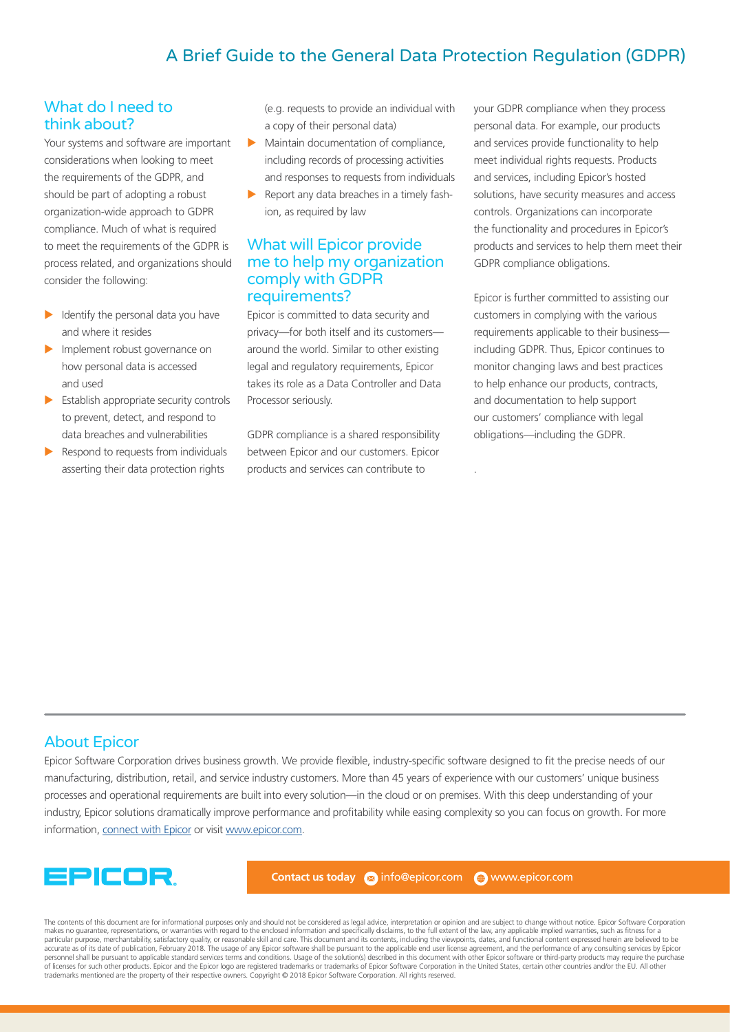## What do I need to think about?

Your systems and software are important considerations when looking to meet the requirements of the GDPR, and should be part of adopting a robust organization-wide approach to GDPR compliance. Much of what is required to meet the requirements of the GDPR is process related, and organizations should consider the following:

- Identify the personal data you have and where it resides
- Implement robust governance on how personal data is accessed and used
- Establish appropriate security controls to prevent, detect, and respond to data breaches and vulnerabilities
- Respond to requests from individuals asserting their data protection rights (e.g. requests to provide an individual with a copy of their personal data)
- Maintain documentation of compliance, including records of processing activities and responses to requests from individuals
- Report any data breaches in a timely fashion, as required by law

## What will Epicor provide me to help my organization comply with GDPR requirements?

Epicor is committed to data security and privacy—for both itself and its customers—around the world. Similar to other existing legal and regulatory requirements, Epicor takes its role as a Data Controller and Data Processor seriously.

GDPR compliance is a shared responsibility between Epicor and our customers. Epicor products and services can contribute to your GDPR compliance when they process personal data. For example, our products and services provide functionality to help meet individual rights requests. Products and services, including Epicor's hosted solutions, have security measures and access controls. Organizations can incorporate the functionality and procedures in Epicor's products and services to help them meet their GDPR compliance obligations.

Epicor is further committed to assisting our customers in complying with the various requirements applicable to their business—including GDPR. Thus, Epicor continues to monitor changing laws and best practices to help enhance our products, contracts, and documentation to help support our customers' compliance with legal obligations—including the GDPR.

## About Epicor

Epicor Software Corporation drives business growth. We provide flexible, industry-specific software designed to fit the precise needs of our manufacturing, distribution, retail, and service industry customers. More than 45 years of experience with our customers' unique business processes and operational requirements are built into every solution—in the cloud or on premises. With this deep understanding of your industry, Epicor solutions dramatically improve performance and profitability while easing complexity so you can focus on growth. For more information, connect with Epicor or visit www.epicor.com.

EPICOR

**Contact us today** info@epicor.com www.epicor.com

The contents of this document are for informational purposes only and should not be considered as legal advice, interpretation or opinion and are subject to change without notice. Epicor Software Corporation makes no guarantee, representations, or warranties with regard to the enclosed information and specifically disclaims, to the full extent of the law, any applicable implied warranties, such as fitness for a particular purpose, merchantability, satisfactory quality, or reasonable skill and care. This document and its contents, including the viewpoints, dates, and functional content expressed herein are believed to be accurate as of its date of publication, February 2018. The usage of any Epicor software shall be pursuant to the applicable end user license agreement, and the performance of any consulting services by Epicor personnel shall be pursuant to applicable standard services terms and conditions. Usage of the solution(s) described in this document with other Epicor software or third-party products may require the purchase of licenses for such other products. Epicor and the Epicor logo are registered trademarks or trademarks of Epicor Software Corporation in the United States, certain other countries and/or the EU. All other trademarks mentioned are the property of their respective owners. Copyright © 2018 Epicor Software Corporation. All rights reserved.